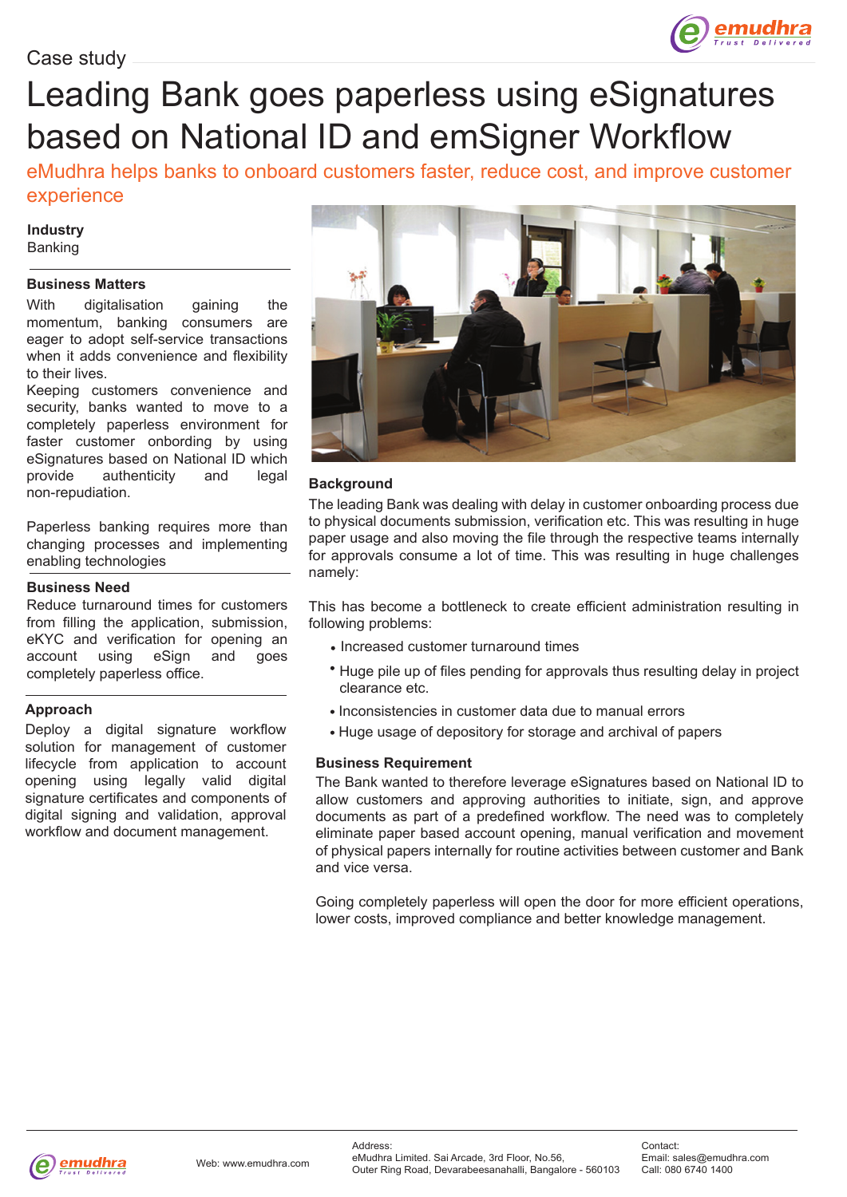Case study

# Leading Bank goes paperless using eSignatures based on National ID and emSigner Workflow

eMudhra helps banks to onboard customers faster, reduce cost, and improve customer experience

**Industry**
Banking

### Business Matters

With digitalisation gaining the momentum, banking consumers are eager to adopt self-service transactions when it adds convenience and flexibility to their lives.
Keeping customers convenience and security, banks wanted to move to a completely paperless environment for faster customer onbording by using eSignatures based on National ID which provide authenticity and legal non-repudiation.

Paperless banking requires more than changing processes and implementing enabling technologies

### Business Need

Reduce turnaround times for customers from filling the application, submission, eKYC and verification for opening an account using eSign and goes completely paperless office.

### Approach

Deploy a digital signature workflow solution for management of customer lifecycle from application to account opening using legally valid digital signature certificates and components of digital signing and validation, approval workflow and document management.

### Background

The leading Bank was dealing with delay in customer onboarding process due to physical documents submission, verification etc. This was resulting in huge paper usage and also moving the file through the respective teams internally for approvals consume a lot of time. This was resulting in huge challenges namely:

This has become a bottleneck to create efficient administration resulting in following problems:

- Increased customer turnaround times
- Huge pile up of files pending for approvals thus resulting delay in project clearance etc.
- Inconsistencies in customer data due to manual errors
- Huge usage of depository for storage and archival of papers

### Business Requirement

The Bank wanted to therefore leverage eSignatures based on National ID to allow customers and approving authorities to initiate, sign, and approve documents as part of a predefined workflow. The need was to completely eliminate paper based account opening, manual verification and movement of physical papers internally for routine activities between customer and Bank and vice versa.

Going completely paperless will open the door for more efficient operations, lower costs, improved compliance and better knowledge management.

Web: www.emudhra.com

Address:
eMudhra Limited. Sai Arcade, 3rd Floor, No.56,
Outer Ring Road, Devarabeesanahalli, Bangalore - 560103

Contact:
Email: sales@emudhra.com
Call: 080 6740 1400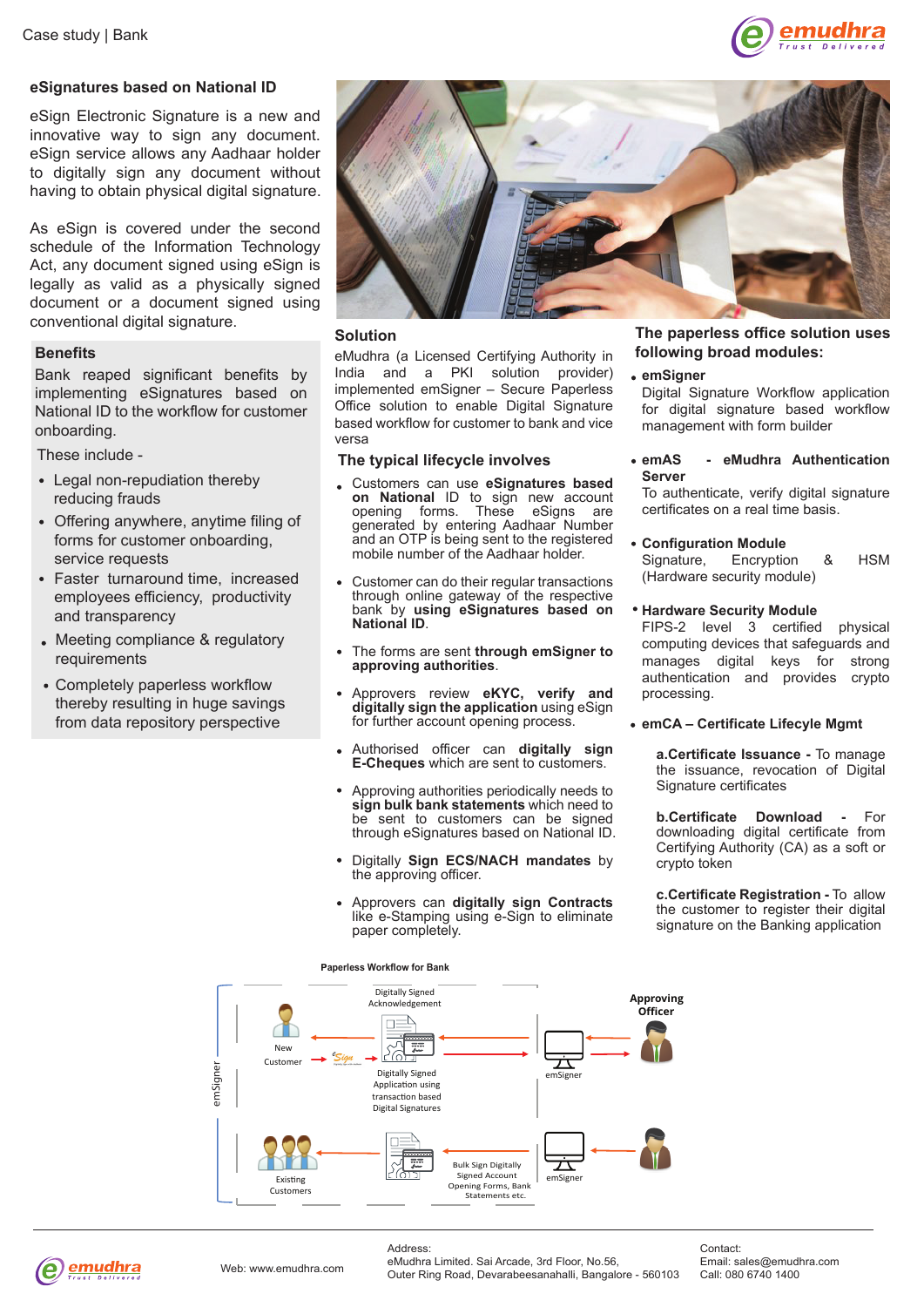Case study | Bank

## eSignatures based on National ID

eSign Electronic Signature is a new and innovative way to sign any document. eSign service allows any Aadhaar holder to digitally sign any document without having to obtain physical digital signature.

As eSign is covered under the second schedule of the Information Technology Act, any document signed using eSign is legally as valid as a physically signed document or a document signed using conventional digital signature.

### Benefits

Bank reaped significant benefits by implementing eSignatures based on National ID to the workflow for customer onboarding.

These include -

- Legal non-repudiation thereby reducing frauds
- Offering anywhere, anytime filing of forms for customer onboarding, service requests
- Faster turnaround time, increased employees efficiency, productivity and transparency
- Meeting compliance & regulatory requirements
- Completely paperless workflow thereby resulting in huge savings from data repository perspective

### Solution

eMudhra (a Licensed Certifying Authority in India and a PKI solution provider) implemented emSigner – Secure Paperless Office solution to enable Digital Signature based workflow for customer to bank and vice versa

### The typical lifecycle involves

- Customers can use **eSignatures based on National** ID to sign new account opening forms. These eSigns are generated by entering Aadhaar Number and an OTP is being sent to the registered mobile number of the Aadhaar holder.
- Customer can do their regular transactions through online gateway of the respective bank by **using eSignatures based on National ID**.
- The forms are sent **through emSigner to approving authorities**.
- Approvers review **eKYC, verify and digitally sign the application** using eSign for further account opening process.
- Authorised officer can **digitally sign E-Cheques** which are sent to customers.
- Approving authorities periodically needs to **sign bulk bank statements** which need to be sent to customers can be signed through eSignatures based on National ID.
- Digitally **Sign ECS/NACH mandates** by the approving officer.
- Approvers can **digitally sign Contracts** like e-Stamping using e-Sign to eliminate paper completely.

### The paperless office solution uses following broad modules:

- **emSigner**
  Digital Signature Workflow application for digital signature based workflow management with form builder
- **emAS - eMudhra Authentication Server**
  To authenticate, verify digital signature certificates on a real time basis.
- **Configuration Module**
  Signature, Encryption & HSM (Hardware security module)
- **Hardware Security Module**
  FIPS-2 level 3 certified physical computing devices that safeguards and manages digital keys for strong authentication and provides crypto processing.
- **emCA – Certificate Lifecyle Mgmt**

  **a.Certificate Issuance -** To manage the issuance, revocation of Digital Signature certificates

  **b.Certificate Download -** For downloading digital certificate from Certifying Authority (CA) as a soft or crypto token

  **c.Certificate Registration -** To allow the customer to register their digital signature on the Banking application

**Paperless Workflow for Bank**

emSigner — New Customer → (eSign) Digitally Signed Application using transaction based Digital Signatures → emSigner → Approving Officer; Digitally Signed Acknowledgement returned to New Customer. Approving Officer → emSigner → Bulk Sign Digitally Signed Account Opening Forms, Bank Statements etc. → Existing Customers.

---

Web: www.emudhra.com

Address:
eMudhra Limited. Sai Arcade, 3rd Floor, No.56,
Outer Ring Road, Devarabeesanahalli, Bangalore - 560103

Contact:
Email: sales@emudhra.com
Call: 080 6740 1400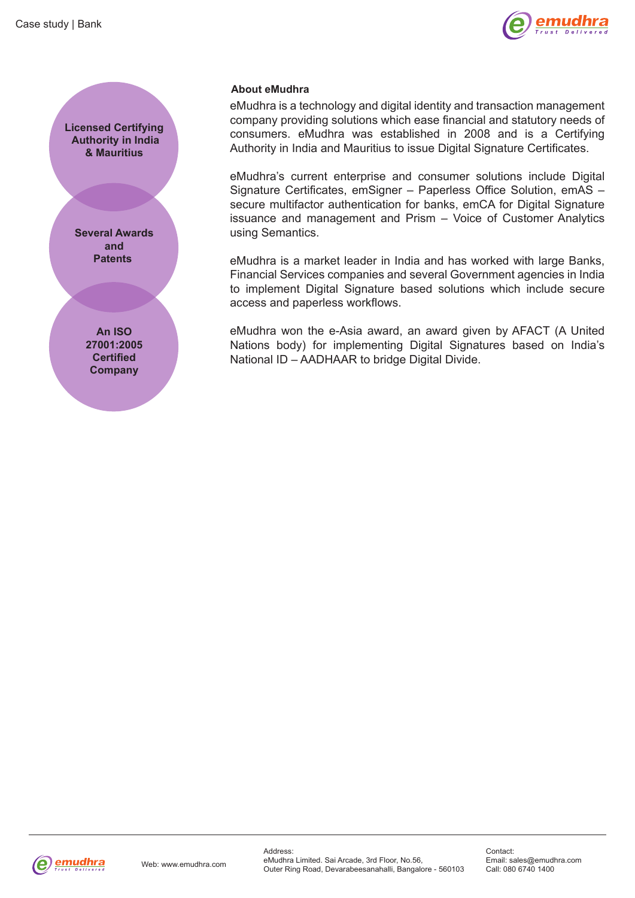Licensed Certifying Authority in India & Mauritius

Several Awards and Patents

An ISO 27001:2005 Certified Company

## About eMudhra

eMudhra is a technology and digital identity and transaction management company providing solutions which ease financial and statutory needs of consumers. eMudhra was established in 2008 and is a Certifying Authority in India and Mauritius to issue Digital Signature Certificates.

eMudhra's current enterprise and consumer solutions include Digital Signature Certificates, emSigner – Paperless Office Solution, emAS – secure multifactor authentication for banks, emCA for Digital Signature issuance and management and Prism – Voice of Customer Analytics using Semantics.

eMudhra is a market leader in India and has worked with large Banks, Financial Services companies and several Government agencies in India to implement Digital Signature based solutions which include secure access and paperless workflows.

eMudhra won the e-Asia award, an award given by AFACT (A United Nations body) for implementing Digital Signatures based on India's National ID – AADHAAR to bridge Digital Divide.

Web: www.emudhra.com

Address:
eMudhra Limited. Sai Arcade, 3rd Floor, No.56,
Outer Ring Road, Devarabeesanahalli, Bangalore - 560103

Contact:
Email: sales@emudhra.com
Call: 080 6740 1400